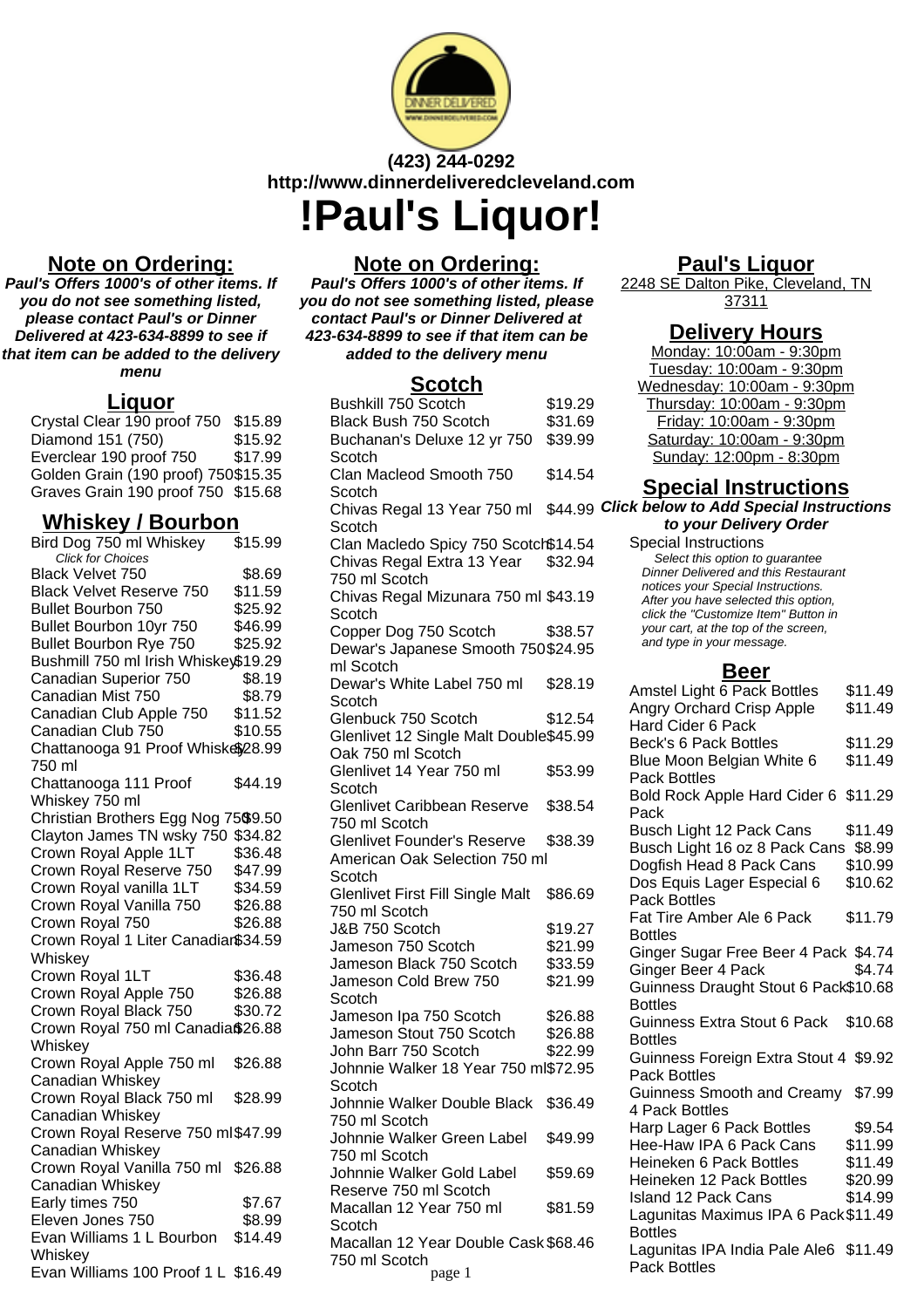(423) 244-0292

http://www.dinnerdeliveredcleveland.com

# !Paul's Liquor!

## Note on Ordering:

**Paul's Offers 1000's of other items. If you do not see something listed, please contact Paul's or Dinner Delivered at 423-634-8899 to see if that item can be added to the delivery menu**

## Liquor

| Item | Price |
|---|---|
| Crystal Clear 190 proof 750 | $15.89 |
| Diamond 151 (750) | $15.92 |
| Everclear 190 proof 750 | $17.99 |
| Golden Grain (190 proof) 750 | $15.35 |
| Graves Grain 190 proof 750 | $15.68 |

## Whiskey / Bourbon

| Item | Price |
|---|---|
| Bird Dog 750 ml Whiskey<br>Click for Choices | $15.99 |
| Black Velvet 750 | $8.69 |
| Black Velvet Reserve 750 | $11.59 |
| Bullet Bourbon 750 | $25.92 |
| Bullet Bourbon 10yr 750 | $46.99 |
| Bullet Bourbon Rye 750 | $25.92 |
| Bushmill 750 ml Irish Whiskey | $19.29 |
| Canadian Superior 750 | $8.19 |
| Canadian Mist 750 | $8.79 |
| Canadian Club Apple 750 | $11.52 |
| Canadian Club 750 | $10.55 |
| Chattanooga 91 Proof Whiskey 750 ml | $28.99 |
| Chattanooga 111 Proof Whiskey 750 ml | $44.19 |
| Christian Brothers Egg Nog 750 | $9.50 |
| Clayton James TN wsky 750 | $34.82 |
| Crown Royal Apple 1LT | $36.48 |
| Crown Royal Reserve 750 | $47.99 |
| Crown Royal vanilla 1LT | $34.59 |
| Crown Royal Vanilla 750 | $26.88 |
| Crown Royal 750 | $26.88 |
| Crown Royal 1 Liter Canadian Whiskey | $34.59 |
| Crown Royal 1LT | $36.48 |
| Crown Royal Apple 750 | $26.88 |
| Crown Royal Black 750 | $30.72 |
| Crown Royal 750 ml Canadian Whiskey | $26.88 |
| Crown Royal Apple 750 ml Canadian Whiskey | $26.88 |
| Crown Royal Black 750 ml Canadian Whiskey | $28.99 |
| Crown Royal Reserve 750 ml Canadian Whiskey | $47.99 |
| Crown Royal Vanilla 750 ml Canadian Whiskey | $26.88 |
| Early times 750 | $7.67 |
| Eleven Jones 750 | $8.99 |
| Evan Williams 1 L Bourbon Whiskey | $14.49 |
| Evan Williams 100 Proof 1 L | $16.49 |

## Note on Ordering:

**Paul's Offers 1000's of other items. If you do not see something listed, please contact Paul's or Dinner Delivered at 423-634-8899 to see if that item can be added to the delivery menu**

## Scotch

| Item | Price |
|---|---|
| Bushkill 750 Scotch | $19.29 |
| Black Bush 750 Scotch | $31.69 |
| Buchanan's Deluxe 12 yr 750 Scotch | $39.99 |
| Clan Macleod Smooth 750 Scotch | $14.54 |
| Chivas Regal 13 Year 750 ml Scotch | $44.99 |
| Clan Macledo Spicy 750 Scotch | $14.54 |
| Chivas Regal Extra 13 Year 750 ml Scotch | $32.94 |
| Chivas Regal Mizunara 750 ml Scotch | $43.19 |
| Copper Dog 750 Scotch | $38.57 |
| Dewar's Japanese Smooth 750 ml Scotch | $24.95 |
| Dewar's White Label 750 ml Scotch | $28.19 |
| Glenbuck 750 Scotch | $12.54 |
| Glenlivet 12 Single Malt Double Oak 750 ml Scotch | $45.99 |
| Glenlivet 14 Year 750 ml Scotch | $53.99 |
| Glenlivet Caribbean Reserve 750 ml Scotch | $38.54 |
| Glenlivet Founder's Reserve American Oak Selection 750 ml Scotch | $38.39 |
| Glenlivet First Fill Single Malt 750 ml Scotch | $86.69 |
| J&B 750 Scotch | $19.27 |
| Jameson 750 Scotch | $21.99 |
| Jameson Black 750 Scotch | $33.59 |
| Jameson Cold Brew 750 Scotch | $21.99 |
| Jameson Ipa 750 Scotch | $26.88 |
| Jameson Stout 750 Scotch | $26.88 |
| John Barr 750 Scotch | $22.99 |
| Johnnie Walker 18 Year 750 ml Scotch | $72.95 |
| Johnnie Walker Double Black 750 ml Scotch | $36.49 |
| Johnnie Walker Green Label 750 ml Scotch | $49.99 |
| Johnnie Walker Gold Label Reserve 750 ml Scotch | $59.69 |
| Macallan 12 Year 750 ml Scotch | $81.59 |
| Macallan 12 Year Double Cask 750 ml Scotch | $68.46 |

## Paul's Liquor

2248 SE Dalton Pike, Cleveland, TN 37311

## Delivery Hours

Monday: 10:00am - 9:30pm
Tuesday: 10:00am - 9:30pm
Wednesday: 10:00am - 9:30pm
Thursday: 10:00am - 9:30pm
Friday: 10:00am - 9:30pm
Saturday: 10:00am - 9:30pm
Sunday: 12:00pm - 8:30pm

## Special Instructions

***Click below to Add Special Instructions to your Delivery Order***

Special Instructions

*Select this option to guarantee Dinner Delivered and this Restaurant notices your Special Instructions. After you have selected this option, click the "Customize Item" Button in your cart, at the top of the screen, and type in your message.*

## Beer

| Item | Price |
|---|---|
| Amstel Light 6 Pack Bottles | $11.49 |
| Angry Orchard Crisp Apple Hard Cider 6 Pack | $11.49 |
| Beck's 6 Pack Bottles | $11.29 |
| Blue Moon Belgian White 6 Pack Bottles | $11.49 |
| Bold Rock Apple Hard Cider 6 Pack | $11.29 |
| Busch Light 12 Pack Cans | $11.49 |
| Busch Light 16 oz 8 Pack Cans | $8.99 |
| Dogfish Head 8 Pack Cans | $10.99 |
| Dos Equis Lager Especial 6 Pack Bottles | $10.62 |
| Fat Tire Amber Ale 6 Pack Bottles | $11.79 |
| Ginger Sugar Free Beer 4 Pack | $4.74 |
| Ginger Beer 4 Pack | $4.74 |
| Guinness Draught Stout 6 Pack Bottles | $10.68 |
| Guinness Extra Stout 6 Pack Bottles | $10.68 |
| Guinness Foreign Extra Stout 4 Pack Bottles | $9.92 |
| Guinness Smooth and Creamy 4 Pack Bottles | $7.99 |
| Harp Lager 6 Pack Bottles | $9.54 |
| Hee-Haw IPA 6 Pack Cans | $11.99 |
| Heineken 6 Pack Bottles | $11.49 |
| Heineken 12 Pack Bottles | $20.99 |
| Island 12 Pack Cans | $14.99 |
| Lagunitas Maximus IPA 6 Pack Bottles | $11.49 |
| Lagunitas IPA India Pale Ale 6 Pack Bottles | $11.49 |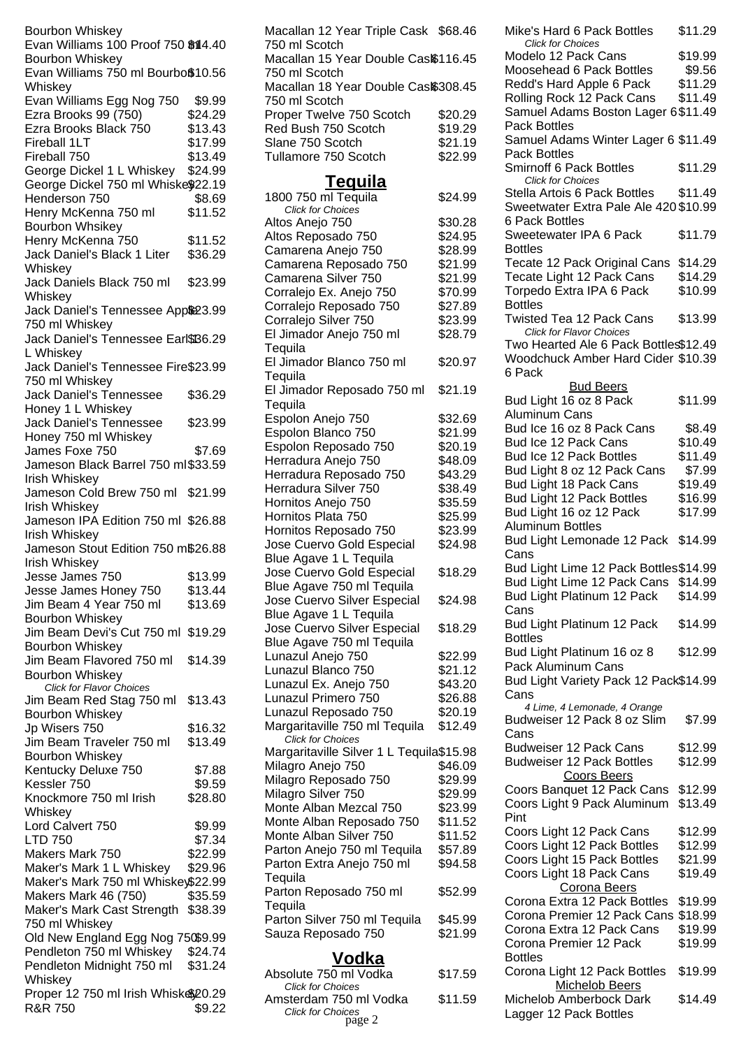| Item | Price |
|---|---|
| Bourbon Whiskey | |
| Evan Williams 100 Proof 750 ml Bourbon Whiskey | $14.40 |
| Evan Williams 750 ml Bourbon Whiskey | $10.56 |
| Evan Williams Egg Nog 750 | $9.99 |
| Ezra Brooks 99 (750) | $24.29 |
| Ezra Brooks Black 750 | $13.43 |
| Fireball 1LT | $17.99 |
| Fireball 750 | $13.49 |
| George Dickel 1 L Whiskey | $24.99 |
| George Dickel 750 ml Whiskey | $22.19 |
| Henderson 750 | $8.69 |
| Henry McKenna 750 ml Bourbon Whsikey | $11.52 |
| Henry McKenna 750 | $11.52 |
| Jack Daniel's Black 1 Liter Whiskey | $36.29 |
| Jack Daniels Black 750 ml Whiskey | $23.99 |
| Jack Daniel's Tennessee Apple 750 ml Whiskey | $23.99 |
| Jack Daniel's Tennessee Earl 1 L Whiskey | $36.29 |
| Jack Daniel's Tennessee Fire 750 ml Whiskey | $23.99 |
| Jack Daniel's Tennessee Honey 1 L Whiskey | $36.29 |
| Jack Daniel's Tennessee Honey 750 ml Whiskey | $23.99 |
| James Foxe 750 | $7.69 |
| Jameson Black Barrel 750 ml Irish Whiskey | $33.59 |
| Jameson Cold Brew 750 ml Irish Whiskey | $21.99 |
| Jameson IPA Edition 750 ml Irish Whiskey | $26.88 |
| Jameson Stout Edition 750 ml Irish Whiskey | $26.88 |
| Jesse James 750 | $13.99 |
| Jesse James Honey 750 | $13.44 |
| Jim Beam 4 Year 750 ml Bourbon Whiskey | $13.69 |
| Jim Beam Devi's Cut 750 ml Bourbon Whiskey | $19.29 |
| Jim Beam Flavored 750 ml Bourbon Whiskey *Click for Flavor Choices* | $14.39 |
| Jim Beam Red Stag 750 ml Bourbon Whiskey | $13.43 |
| Jp Wisers 750 | $16.32 |
| Jim Beam Traveler 750 ml Bourbon Whiskey | $13.49 |
| Kentucky Deluxe 750 | $7.88 |
| Kessler 750 | $9.59 |
| Knockmore 750 ml Irish Whiskey | $28.80 |
| Lord Calvert 750 | $9.99 |
| LTD 750 | $7.34 |
| Makers Mark 750 | $22.99 |
| Maker's Mark 1 L Whiskey | $29.96 |
| Maker's Mark 750 ml Whiskey | $22.99 |
| Makers Mark 46 (750) | $35.59 |
| Maker's Mark Cast Strength 750 ml Whiskey | $38.39 |
| Old New England Egg Nog 750 | $9.99 |
| Pendleton 750 ml Whiskey | $24.74 |
| Pendleton Midnight 750 ml Whiskey | $31.24 |
| Proper 12 750 ml Irish Whiskey | $20.29 |
| R&R 750 | $9.22 |
| Macallan 12 Year Triple Cask 750 ml Scotch | $68.46 |
| Macallan 15 Year Double Cask 750 ml Scotch | $116.45 |
| Macallan 18 Year Double Cask 750 ml Scotch | $308.45 |
| Proper Twelve 750 Scotch | $20.29 |
| Red Bush 750 Scotch | $19.29 |
| Slane 750 Scotch | $21.19 |
| Tullamore 750 Scotch | $22.99 |

## Tequila

| Item | Price |
|---|---|
| 1800 750 ml Tequila *Click for Choices* | $24.99 |
| Altos Anejo 750 | $30.28 |
| Altos Reposado 750 | $24.95 |
| Camarena Anejo 750 | $28.99 |
| Camarena Reposado 750 | $21.99 |
| Camarena Silver 750 | $21.99 |
| Corralejo Ex. Anejo 750 | $70.99 |
| Corralejo Reposado 750 | $27.89 |
| Corralejo Silver 750 | $23.99 |
| El Jimador Anejo 750 ml Tequila | $28.79 |
| El Jimador Blanco 750 ml Tequila | $20.97 |
| El Jimador Reposado 750 ml Tequila | $21.19 |
| Espolon Anejo 750 | $32.69 |
| Espolon Blanco 750 | $21.99 |
| Espolon Reposado 750 | $20.19 |
| Herradura Anejo 750 | $48.09 |
| Herradura Reposado 750 | $43.29 |
| Herradura Silver 750 | $38.49 |
| Hornitos Anejo 750 | $35.59 |
| Hornitos Plata 750 | $25.99 |
| Hornitos Reposado 750 | $23.99 |
| Jose Cuervo Gold Especial Blue Agave 1 L Tequila | $24.98 |
| Jose Cuervo Gold Especial Blue Agave 750 ml Tequila | $18.29 |
| Jose Cuervo Silver Especial Blue Agave 1 L Tequila | $24.98 |
| Jose Cuervo Silver Especial Blue Agave 750 ml Tequila | $18.29 |
| Lunazul Anejo 750 | $22.99 |
| Lunazul Blanco 750 | $21.12 |
| Lunazul Ex. Anejo 750 | $43.20 |
| Lunazul Primero 750 | $26.88 |
| Lunazul Reposado 750 | $20.19 |
| Margaritaville 750 ml Tequila *Click for Choices* | $12.49 |
| Margaritaville Silver 1 L Tequila | $15.98 |
| Milagro Anejo 750 | $46.09 |
| Milagro Reposado 750 | $29.99 |
| Milagro Silver 750 | $29.99 |
| Monte Alban Mezcal 750 | $23.99 |
| Monte Alban Reposado 750 | $11.52 |
| Monte Alban Silver 750 | $11.52 |
| Parton Anejo 750 ml Tequila | $57.89 |
| Parton Extra Anejo 750 ml Tequila | $94.58 |
| Parton Reposado 750 ml Tequila | $52.99 |
| Parton Silver 750 ml Tequila | $45.99 |
| Sauza Reposado 750 | $21.99 |

## Vodka

| Item | Price |
|---|---|
| Absolute 750 ml Vodka *Click for Choices* | $17.59 |
| Amsterdam 750 ml Vodka *Click for Choices* | $11.59 |

| Item | Price |
|---|---|
| Mike's Hard 6 Pack Bottles *Click for Choices* | $11.29 |
| Modelo 12 Pack Cans | $19.99 |
| Moosehead 6 Pack Bottles | $9.56 |
| Redd's Hard Apple 6 Pack | $11.29 |
| Rolling Rock 12 Pack Cans | $11.49 |
| Samuel Adams Boston Lager 6 Pack Bottles | $11.49 |
| Samuel Adams Winter Lager 6 Pack Bottles | $11.49 |
| Smirnoff 6 Pack Bottles *Click for Choices* | $11.29 |
| Stella Artois 6 Pack Bottles | $11.49 |
| Sweetwater Extra Pale Ale 420 6 Pack Bottles | $10.99 |
| Sweetewater IPA 6 Pack Bottles | $11.79 |
| Tecate 12 Pack Original Cans | $14.29 |
| Tecate Light 12 Pack Cans | $14.29 |
| Torpedo Extra IPA 6 Pack Bottles | $10.99 |
| Twisted Tea 12 Pack Cans *Click for Flavor Choices* | $13.99 |
| Two Hearted Ale 6 Pack Bottles | $12.49 |
| Woodchuck Amber Hard Cider 6 Pack | $10.39 |

### Bud Beers

| Item | Price |
|---|---|
| Bud Light 16 oz 8 Pack Aluminum Cans | $11.99 |
| Bud Ice 16 oz 8 Pack Cans | $8.49 |
| Bud Ice 12 Pack Cans | $10.49 |
| Bud Ice 12 Pack Bottles | $11.49 |
| Bud Light 8 oz 12 Pack Cans | $7.99 |
| Bud Light 18 Pack Cans | $19.49 |
| Bud Light 12 Pack Bottles | $16.99 |
| Bud Light 16 oz 12 Pack Aluminum Bottles | $17.99 |
| Bud Light Lemonade 12 Pack Cans | $14.99 |
| Bud Light Lime 12 Pack Bottles | $14.99 |
| Bud Light Lime 12 Pack Cans | $14.99 |
| Bud Light Platinum 12 Pack Cans | $14.99 |
| Bud Light Platinum 12 Pack Bottles | $14.99 |
| Bud Light Platinum 16 oz 8 Pack Aluminum Cans | $12.99 |
| Bud Light Variety Pack 12 Pack Cans *4 Lime, 4 Lemonade, 4 Orange* | $14.99 |
| Budweiser 12 Pack 8 oz Slim Cans | $7.99 |
| Budweiser 12 Pack Cans | $12.99 |
| Budweiser 12 Pack Bottles | $12.99 |

### Coors Beers

| Item | Price |
|---|---|
| Coors Banquet 12 Pack Cans | $12.99 |
| Coors Light 9 Pack Aluminum Pint | $13.49 |
| Coors Light 12 Pack Cans | $12.99 |
| Coors Light 12 Pack Bottles | $12.99 |
| Coors Light 15 Pack Bottles | $21.99 |
| Coors Light 18 Pack Cans | $19.49 |

### Corona Beers

| Item | Price |
|---|---|
| Corona Extra 12 Pack Bottles | $19.99 |
| Corona Premier 12 Pack Cans | $18.99 |
| Corona Extra 12 Pack Cans | $19.99 |
| Corona Premier 12 Pack Bottles | $19.99 |
| Corona Light 12 Pack Bottles | $19.99 |

### Michelob Beers

| Item | Price |
|---|---|
| Michelob Amberbock Dark Lagger 12 Pack Bottles | $14.49 |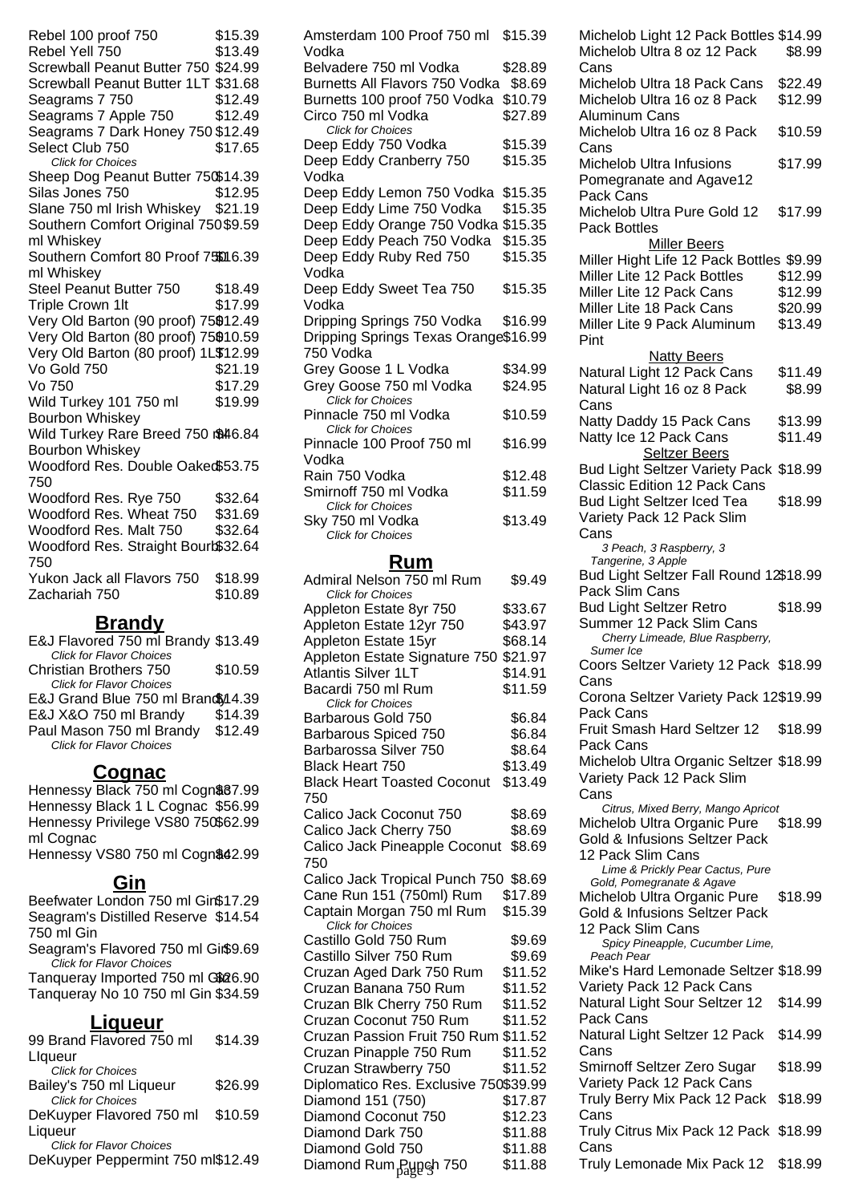| Item | Price |
|---|---|
| Rebel 100 proof 750 | $15.39 |
| Rebel Yell 750 | $13.49 |
| Screwball Peanut Butter 750 | $24.99 |
| Screwball Peanut Butter 1LT | $31.68 |
| Seagrams 7 750 | $12.49 |
| Seagrams 7 Apple 750 | $12.49 |
| Seagrams 7 Dark Honey 750 | $12.49 |
| Select Club 750 *Click for Choices* | $17.65 |
| Sheep Dog Peanut Butter 750 | $14.39 |
| Silas Jones 750 | $12.95 |
| Slane 750 ml Irish Whiskey | $21.19 |
| Southern Comfort Original 750 ml Whiskey | $9.59 |
| Southern Comfort 80 Proof 750 ml Whiskey | $16.39 |
| Steel Peanut Butter 750 | $18.49 |
| Triple Crown 1lt | $17.99 |
| Very Old Barton (90 proof) 750 | $12.49 |
| Very Old Barton (80 proof) 750 | $10.59 |
| Very Old Barton (80 proof) 1LT | $12.99 |
| Vo Gold 750 | $21.19 |
| Vo 750 | $17.29 |
| Wild Turkey 101 750 ml Bourbon Whiskey | $19.99 |
| Wild Turkey Rare Breed 750 ml Bourbon Whiskey | $46.84 |
| Woodford Res. Double Oaked 750 | $53.75 |
| Woodford Res. Rye 750 | $32.64 |
| Woodford Res. Wheat 750 | $31.69 |
| Woodford Res. Malt 750 | $32.64 |
| Woodford Res. Straight Bourb 750 | $32.64 |
| Yukon Jack all Flavors 750 | $18.99 |
| Zachariah 750 | $10.89 |

## Brandy

| Item | Price |
|---|---|
| E&J Flavored 750 ml Brandy *Click for Flavor Choices* | $13.49 |
| Christian Brothers 750 *Click for Flavor Choices* | $10.59 |
| E&J Grand Blue 750 ml Brandy | $14.39 |
| E&J X&O 750 ml Brandy | $14.39 |
| Paul Mason 750 ml Brandy *Click for Flavor Choices* | $12.49 |

## Cognac

| Item | Price |
|---|---|
| Hennessy Black 750 ml Cognac | $37.99 |
| Hennessy Black 1 L Cognac | $56.99 |
| Hennessy Privilege VS80 750 ml Cognac | $62.99 |
| Hennessy VS80 750 ml Cognac | $42.99 |

## Gin

| Item | Price |
|---|---|
| Beefwater London 750 ml Gin | $17.29 |
| Seagram's Distilled Reserve 750 ml Gin | $14.54 |
| Seagram's Flavored 750 ml Gin *Click for Flavor Choices* | $9.69 |
| Tanqueray Imported 750 ml Gin | $26.90 |
| Tanqueray No 10 750 ml Gin | $34.59 |

## Liqueur

| Item | Price |
|---|---|
| 99 Brand Flavored 750 ml LIqueur *Click for Choices* | $14.39 |
| Bailey's 750 ml Liqueur *Click for Choices* | $26.99 |
| DeKuyper Flavored 750 ml Liqueur *Click for Flavor Choices* | $10.59 |
| DeKuyper Peppermint 750 ml | $12.49 |

| Item | Price |
|---|---|
| Amsterdam 100 Proof 750 ml Vodka | $15.39 |
| Belvadere 750 ml Vodka | $28.89 |
| Burnetts All Flavors 750 Vodka | $8.69 |
| Burnetts 100 proof 750 Vodka | $10.79 |
| Circo 750 ml Vodka *Click for Choices* | $27.89 |
| Deep Eddy 750 Vodka | $15.39 |
| Deep Eddy Cranberry 750 Vodka | $15.35 |
| Deep Eddy Lemon 750 Vodka | $15.35 |
| Deep Eddy Lime 750 Vodka | $15.35 |
| Deep Eddy Orange 750 Vodka | $15.35 |
| Deep Eddy Peach 750 Vodka | $15.35 |
| Deep Eddy Ruby Red 750 Vodka | $15.35 |
| Deep Eddy Sweet Tea 750 Vodka | $15.35 |
| Dripping Springs 750 Vodka | $16.99 |
| Dripping Springs Texas Orange 750 Vodka | $16.99 |
| Grey Goose 1 L Vodka | $34.99 |
| Grey Goose 750 ml Vodka *Click for Choices* | $24.95 |
| Pinnacle 750 ml Vodka *Click for Choices* | $10.59 |
| Pinnacle 100 Proof 750 ml Vodka | $16.99 |
| Rain 750 Vodka | $12.48 |
| Smirnoff 750 ml Vodka *Click for Choices* | $11.59 |
| Sky 750 ml Vodka *Click for Choices* | $13.49 |

## Rum

| Item | Price |
|---|---|
| Admiral Nelson 750 ml Rum *Click for Choices* | $9.49 |
| Appleton Estate 8yr 750 | $33.67 |
| Appleton Estate 12yr 750 | $43.97 |
| Appleton Estate 15yr | $68.14 |
| Appleton Estate Signature 750 | $21.97 |
| Atlantis Silver 1LT | $14.91 |
| Bacardi 750 ml Rum *Click for Choices* | $11.59 |
| Barbarous Gold 750 | $6.84 |
| Barbarous Spiced 750 | $6.84 |
| Barbarossa Silver 750 | $8.64 |
| Black Heart 750 | $13.49 |
| Black Heart Toasted Coconut 750 | $13.49 |
| Calico Jack Coconut 750 | $8.69 |
| Calico Jack Cherry 750 | $8.69 |
| Calico Jack Pineapple Coconut 750 | $8.69 |
| Calico Jack Tropical Punch 750 | $8.69 |
| Cane Run 151 (750ml) Rum | $17.89 |
| Captain Morgan 750 ml Rum *Click for Choices* | $15.39 |
| Castillo Gold 750 Rum | $9.69 |
| Castillo Silver 750 Rum | $9.69 |
| Cruzan Aged Dark 750 Rum | $11.52 |
| Cruzan Banana 750 Rum | $11.52 |
| Cruzan Blk Cherry 750 Rum | $11.52 |
| Cruzan Coconut 750 Rum | $11.52 |
| Cruzan Passion Fruit 750 Rum | $11.52 |
| Cruzan Pinapple 750 Rum | $11.52 |
| Cruzan Strawberry 750 | $11.52 |
| Diplomatico Res. Exclusive 750 | $39.99 |
| Diamond 151 (750) | $17.87 |
| Diamond Coconut 750 | $12.23 |
| Diamond Dark 750 | $11.88 |
| Diamond Gold 750 | $11.88 |
| Diamond Rum Punch 750 | $11.88 |

| Item | Price |
|---|---|
| Michelob Light 12 Pack Bottles | $14.99 |
| Michelob Ultra 8 oz 12 Pack Cans | $8.99 |
| Michelob Ultra 18 Pack Cans | $22.49 |
| Michelob Ultra 16 oz 8 Pack Aluminum Cans | $12.99 |
| Michelob Ultra 16 oz 8 Pack Cans | $10.59 |
| Michelob Ultra Infusions Pomegranate and Agave12 Pack Cans | $17.99 |
| Michelob Ultra Pure Gold 12 Pack Bottles | $17.99 |

### Miller Beers

| Item | Price |
|---|---|
| Miller Hight Life 12 Pack Bottles | $9.99 |
| Miller Lite 12 Pack Bottles | $12.99 |
| Miller Lite 12 Pack Cans | $12.99 |
| Miller Lite 18 Pack Cans | $20.99 |
| Miller Lite 9 Pack Aluminum Pint | $13.49 |

### Natty Beers

| Item | Price |
|---|---|
| Natural Light 12 Pack Cans | $11.49 |
| Natural Light 16 oz 8 Pack Cans | $8.99 |
| Natty Daddy 15 Pack Cans | $13.99 |
| Natty Ice 12 Pack Cans | $11.49 |

### Seltzer Beers

| Item | Price |
|---|---|
| Bud Light Seltzer Variety Pack Classic Edition 12 Pack Cans | $18.99 |
| Bud Light Seltzer Iced Tea Variety Pack 12 Pack Slim Cans *3 Peach, 3 Raspberry, 3 Tangerine, 3 Apple* | $18.99 |
| Bud Light Seltzer Fall Round 12 Pack Slim Cans | $18.99 |
| Bud Light Seltzer Retro Summer 12 Pack Slim Cans *Cherry Limeade, Blue Raspberry, Sumer Ice* | $18.99 |
| Coors Seltzer Variety 12 Pack Cans | $18.99 |
| Corona Seltzer Variety Pack 12 Pack Cans | $19.99 |
| Fruit Smash Hard Seltzer 12 Pack Cans | $18.99 |
| Michelob Ultra Organic Seltzer Variety Pack 12 Pack Slim Cans *Citrus, Mixed Berry, Mango Apricot* | $18.99 |
| Michelob Ultra Organic Pure Gold & Infusions Seltzer Pack 12 Pack Slim Cans *Lime & Prickly Pear Cactus, Pure Gold, Pomegranate & Agave* | $18.99 |
| Michelob Ultra Organic Pure Gold & Infusions Seltzer Pack 12 Pack Slim Cans *Spicy Pineapple, Cucumber Lime, Peach Pear* | $18.99 |
| Mike's Hard Lemonade Seltzer Variety Pack 12 Pack Cans | $18.99 |
| Natural Light Sour Seltzer 12 Pack Cans | $14.99 |
| Natural Light Seltzer 12 Pack Cans | $14.99 |
| Smirnoff Seltzer Zero Sugar Variety Pack 12 Pack Cans | $18.99 |
| Truly Berry Mix Pack 12 Pack Cans | $18.99 |
| Truly Citrus Mix Pack 12 Pack Cans | $18.99 |
| Truly Lemonade Mix Pack 12 | $18.99 |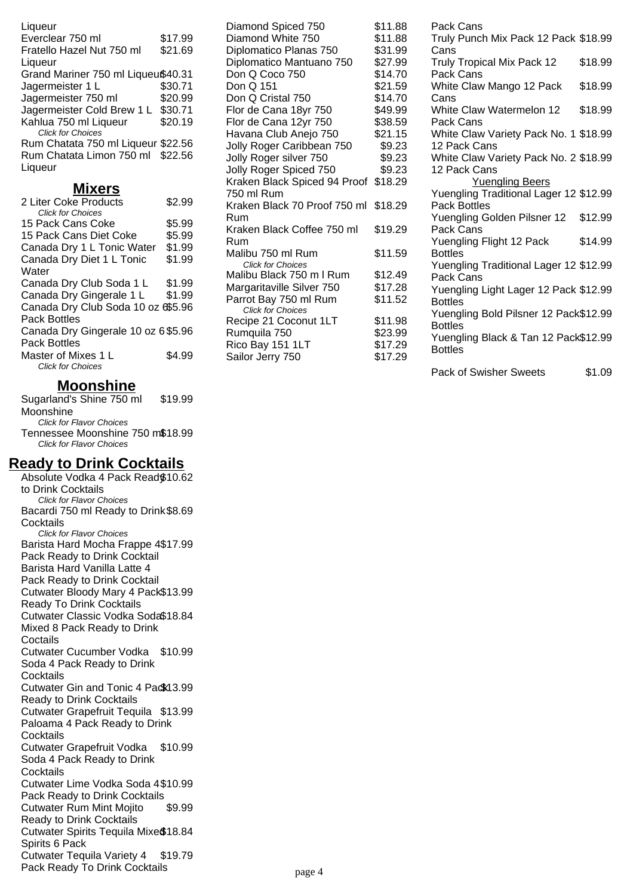Liqueur

| | |
|---|---|
| Everclear 750 ml | $17.99 |
| Fratello Hazel Nut 750 ml Liqueur | $21.69 |
| Grand Mariner 750 ml Liqueur | $40.31 |
| Jagermeister 1 L | $30.71 |
| Jagermeister 750 ml | $20.99 |
| Jagermeister Cold Brew 1 L | $30.71 |
| Kahlua 750 ml Liqueur | $20.19 |

*Click for Choices*

| | |
|---|---|
| Rum Chatata 750 ml Liqueur | $22.56 |
| Rum Chatata Limon 750 ml Liqueur | $22.56 |

## Mixers

| | |
|---|---|
| 2 Liter Coke Products | $2.99 |

*Click for Choices*

| | |
|---|---|
| 15 Pack Cans Coke | $5.99 |
| 15 Pack Cans Diet Coke | $5.99 |
| Canada Dry 1 L Tonic Water | $1.99 |
| Canada Dry Diet 1 L Tonic Water | $1.99 |
| Canada Dry Club Soda 1 L | $1.99 |
| Canada Dry Gingerale 1 L | $1.99 |
| Canada Dry Club Soda 10 oz 6 Pack Bottles | $5.96 |
| Canada Dry Gingerale 10 oz 6 Pack Bottles | $5.96 |
| Master of Mixes 1 L | $4.99 |

*Click for Choices*

## Moonshine

| | |
|---|---|
| Sugarland's Shine 750 ml Moonshine | $19.99 |

*Click for Flavor Choices*

| | |
|---|---|
| Tennessee Moonshine 750 ml | $18.99 |

*Click for Flavor Choices*

## Ready to Drink Cocktails

| | |
|---|---|
| Absolute Vodka 4 Pack Ready to Drink Cocktails | $10.62 |

*Click for Flavor Choices*

| | |
|---|---|
| Bacardi 750 ml Ready to Drink Cocktails | $8.69 |

*Click for Flavor Choices*

| | |
|---|---|
| Barista Hard Mocha Frappe 4 Pack Ready to Drink Cocktail | $17.99 |
| Barista Hard Vanilla Latte 4 Pack Ready to Drink Cocktail | |
| Cutwater Bloody Mary 4 Pack Ready To Drink Cocktails | $13.99 |
| Cutwater Classic Vodka Soda Mixed 8 Pack Ready to Drink Coctails | $18.84 |
| Cutwater Cucumber Vodka Soda 4 Pack Ready to Drink Cocktails | $10.99 |
| Cutwater Gin and Tonic 4 Pack Ready to Drink Cocktails | $13.99 |
| Cutwater Grapefruit Tequila Paloama 4 Pack Ready to Drink Cocktails | $13.99 |
| Cutwater Grapefruit Vodka Soda 4 Pack Ready to Drink Cocktails | $10.99 |
| Cutwater Lime Vodka Soda 4 Pack Ready to Drink Cocktails | $10.99 |
| Cutwater Rum Mint Mojito Ready to Drink Cocktails | $9.99 |
| Cutwater Spirits Tequila Mixed Spirits 6 Pack | $18.84 |
| Cutwater Tequila Variety 4 Pack Ready To Drink Cocktails | $19.79 |

| | |
|---|---|
| Diamond Spiced 750 | $11.88 |
| Diamond White 750 | $11.88 |
| Diplomatico Planas 750 | $31.99 |
| Diplomatico Mantuano 750 | $27.99 |
| Don Q Coco 750 | $14.70 |
| Don Q 151 | $21.59 |
| Don Q Cristal 750 | $14.70 |
| Flor de Cana 18yr 750 | $49.99 |
| Flor de Cana 12yr 750 | $38.59 |
| Havana Club Anejo 750 | $21.15 |
| Jolly Roger Caribbean 750 | $9.23 |
| Jolly Roger silver 750 | $9.23 |
| Jolly Roger Spiced 750 | $9.23 |
| Kraken Black Spiced 94 Proof 750 ml Rum | $18.29 |
| Kraken Black 70 Proof 750 ml Rum | $18.29 |
| Kraken Black Coffee 750 ml Rum | $19.29 |
| Malibu 750 ml Rum | $11.59 |

*Click for Choices*

| | |
|---|---|
| Malibu Black 750 m l Rum | $12.49 |
| Margaritaville Silver 750 | $17.28 |
| Parrot Bay 750 ml Rum | $11.52 |

*Click for Choices*

| | |
|---|---|
| Recipe 21 Coconut 1LT | $11.98 |
| Rumquila 750 | $23.99 |
| Rico Bay 151 1LT | $17.29 |
| Sailor Jerry 750 | $17.29 |

Pack Cans

| | |
|---|---|
| Truly Punch Mix Pack 12 Pack Cans | $18.99 |
| Truly Tropical Mix Pack 12 Pack Cans | $18.99 |
| White Claw Mango 12 Pack Cans | $18.99 |
| White Claw Watermelon 12 Pack Cans | $18.99 |
| White Claw Variety Pack No. 1 12 Pack Cans | $18.99 |
| White Claw Variety Pack No. 2 12 Pack Cans | $18.99 |

Yuengling Beers

| | |
|---|---|
| Yuengling Traditional Lager 12 Pack Bottles | $12.99 |
| Yuengling Golden Pilsner 12 Pack Cans | $12.99 |
| Yuengling Flight 12 Pack Bottles | $14.99 |
| Yuengling Traditional Lager 12 Pack Cans | $12.99 |
| Yuengling Light Lager 12 Pack Bottles | $12.99 |
| Yuengling Bold Pilsner 12 Pack Bottles | $12.99 |
| Yuengling Black & Tan 12 Pack Bottles | $12.99 |

| | |
|---|---|
| Pack of Swisher Sweets | $1.09 |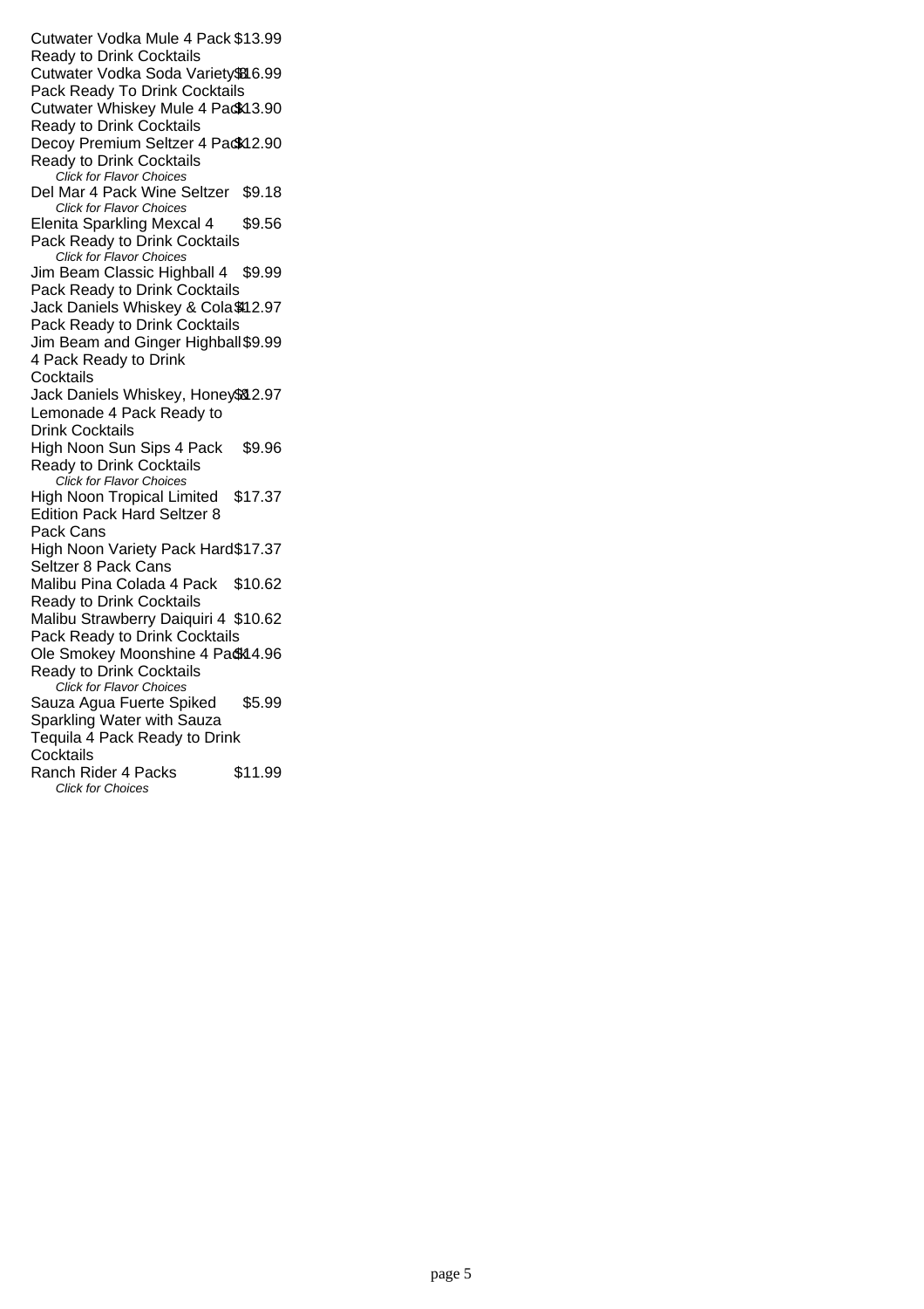| | |
|---|---|
| Cutwater Vodka Mule 4 Pack Ready to Drink Cocktails | $13.99 |
| Cutwater Vodka Soda Variety 8 Pack Ready To Drink Cocktails | $16.99 |
| Cutwater Whiskey Mule 4 Pack Ready to Drink Cocktails | $13.90 |
| Decoy Premium Seltzer 4 Pack Ready to Drink Cocktails *Click for Flavor Choices* | $12.90 |
| Del Mar 4 Pack Wine Seltzer *Click for Flavor Choices* | $9.18 |
| Elenita Sparkling Mexcal 4 Pack Ready to Drink Cocktails *Click for Flavor Choices* | $9.56 |
| Jim Beam Classic Highball 4 Pack Ready to Drink Cocktails | $9.99 |
| Jack Daniels Whiskey & Cola 4 Pack Ready to Drink Cocktails | $12.97 |
| Jim Beam and Ginger Highball 4 Pack Ready to Drink Cocktails | $9.99 |
| Jack Daniels Whiskey, Honey & Lemonade 4 Pack Ready to Drink Cocktails | $12.97 |
| High Noon Sun Sips 4 Pack Ready to Drink Cocktails *Click for Flavor Choices* | $9.96 |
| High Noon Tropical Limited Edition Pack Hard Seltzer 8 Pack Cans | $17.37 |
| High Noon Variety Pack Hard Seltzer 8 Pack Cans | $17.37 |
| Malibu Pina Colada 4 Pack Ready to Drink Cocktails | $10.62 |
| Malibu Strawberry Daiquiri 4 Pack Ready to Drink Cocktails | $10.62 |
| Ole Smokey Moonshine 4 Pack Ready to Drink Cocktails *Click for Flavor Choices* | $14.96 |
| Sauza Agua Fuerte Spiked Sparkling Water with Sauza Tequila 4 Pack Ready to Drink Cocktails | $5.99 |
| Ranch Rider 4 Packs *Click for Choices* | $11.99 |